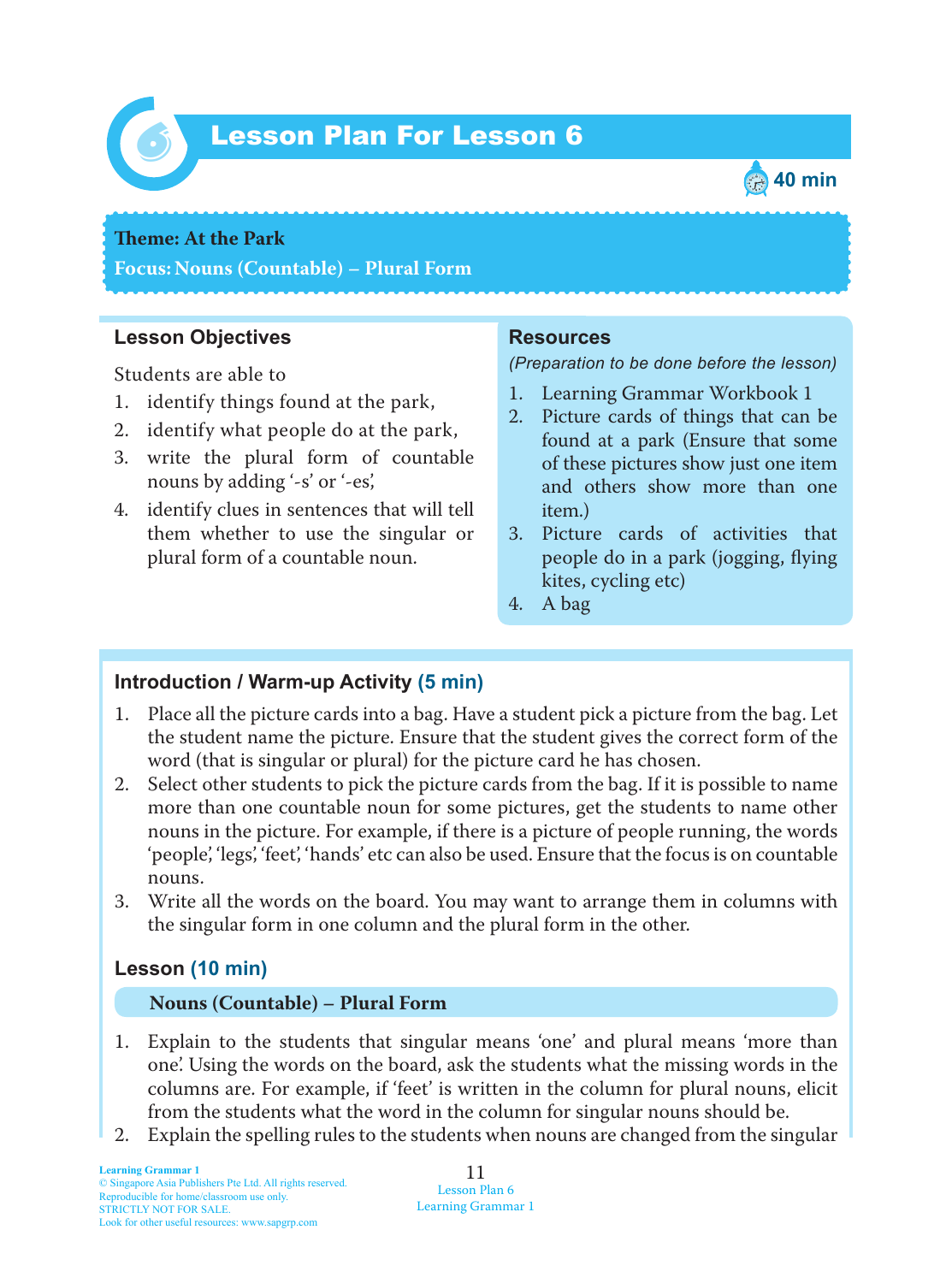# Lesson Plan For Lesson 6

40 min

**Theme: At the Park**

**Focus: Nouns (Countable) – Plural Form**

## Lesson Objectives

Students are able to

1. identify things found at the park,
2. identify what people do at the park,
3. write the plural form of countable nouns by adding '-s' or '-es',
4. identify clues in sentences that will tell them whether to use the singular or plural form of a countable noun.

## Resources

*(Preparation to be done before the lesson)*

1. Learning Grammar Workbook 1
2. Picture cards of things that can be found at a park (Ensure that some of these pictures show just one item and others show more than one item.)
3. Picture cards of activities that people do in a park (jogging, flying kites, cycling etc)
4. A bag

## Introduction / Warm-up Activity (5 min)

1. Place all the picture cards into a bag. Have a student pick a picture from the bag. Let the student name the picture. Ensure that the student gives the correct form of the word (that is singular or plural) for the picture card he has chosen.
2. Select other students to pick the picture cards from the bag. If it is possible to name more than one countable noun for some pictures, get the students to name other nouns in the picture. For example, if there is a picture of people running, the words 'people', 'legs', 'feet', 'hands' etc can also be used. Ensure that the focus is on countable nouns.
3. Write all the words on the board. You may want to arrange them in columns with the singular form in one column and the plural form in the other.

## Lesson (10 min)

**Nouns (Countable) – Plural Form**

1. Explain to the students that singular means 'one' and plural means 'more than one'. Using the words on the board, ask the students what the missing words in the columns are. For example, if 'feet' is written in the column for plural nouns, elicit from the students what the word in the column for singular nouns should be.
2. Explain the spelling rules to the students when nouns are changed from the singular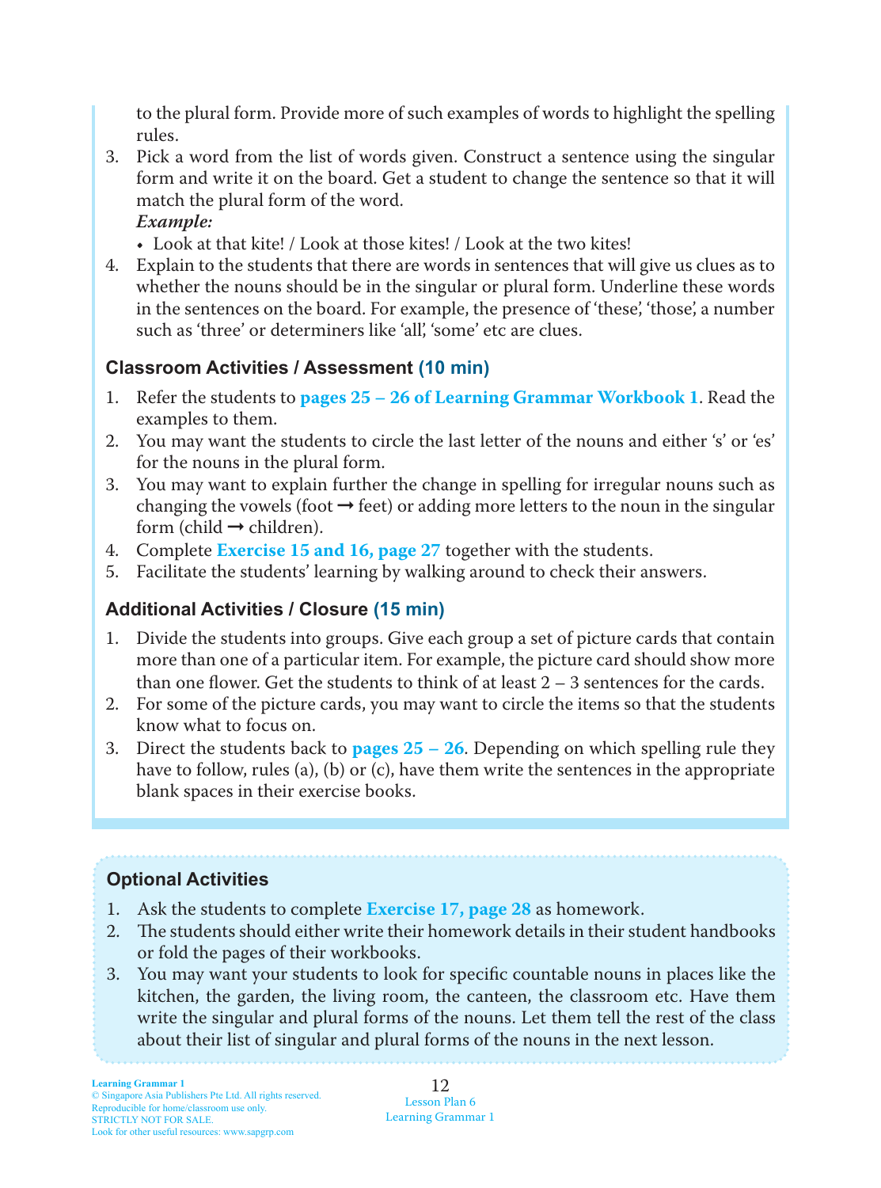to the plural form. Provide more of such examples of words to highlight the spelling rules.

3. Pick a word from the list of words given. Construct a sentence using the singular form and write it on the board. Get a student to change the sentence so that it will match the plural form of the word.
   ***Example:***
   - Look at that kite! / Look at those kites! / Look at the two kites!
4. Explain to the students that there are words in sentences that will give us clues as to whether the nouns should be in the singular or plural form. Underline these words in the sentences on the board. For example, the presence of 'these', 'those', a number such as 'three' or determiners like 'all', 'some' etc are clues.

### Classroom Activities / Assessment (10 min)

1. Refer the students to **pages 25 – 26 of Learning Grammar Workbook 1**. Read the examples to them.
2. You may want the students to circle the last letter of the nouns and either 's' or 'es' for the nouns in the plural form.
3. You may want to explain further the change in spelling for irregular nouns such as changing the vowels (foot → feet) or adding more letters to the noun in the singular form (child → children).
4. Complete **Exercise 15 and 16, page 27** together with the students.
5. Facilitate the students' learning by walking around to check their answers.

### Additional Activities / Closure (15 min)

1. Divide the students into groups. Give each group a set of picture cards that contain more than one of a particular item. For example, the picture card should show more than one flower. Get the students to think of at least 2 – 3 sentences for the cards.
2. For some of the picture cards, you may want to circle the items so that the students know what to focus on.
3. Direct the students back to **pages 25 – 26**. Depending on which spelling rule they have to follow, rules (a), (b) or (c), have them write the sentences in the appropriate blank spaces in their exercise books.

### Optional Activities

1. Ask the students to complete **Exercise 17, page 28** as homework.
2. The students should either write their homework details in their student handbooks or fold the pages of their workbooks.
3. You may want your students to look for specific countable nouns in places like the kitchen, the garden, the living room, the canteen, the classroom etc. Have them write the singular and plural forms of the nouns. Let them tell the rest of the class about their list of singular and plural forms of the nouns in the next lesson.